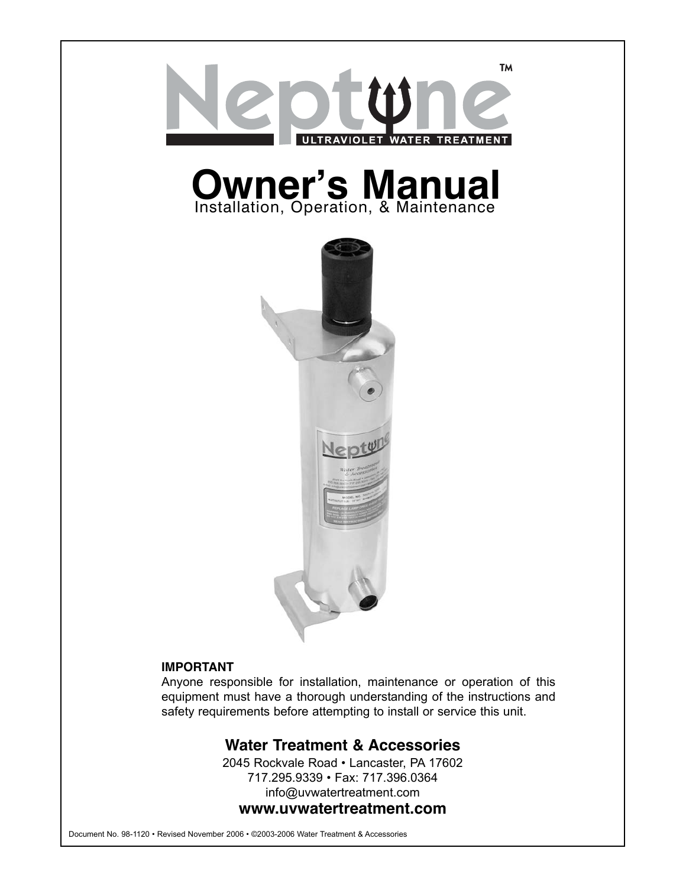# Neptune™

ULTRAVIOLET WATER TREATMENT

# Owner's Manual

Installation, Operation, & Maintenance

**IMPORTANT**

Anyone responsible for installation, maintenance or operation of this equipment must have a thorough understanding of the instructions and safety requirements before attempting to install or service this unit.

## Water Treatment & Accessories

2045 Rockvale Road • Lancaster, PA 17602
717.295.9339 • Fax: 717.396.0364
info@uvwatertreatment.com

**www.uvwatertreatment.com**

Document No. 98-1120 • Revised November 2006 • ©2003-2006 Water Treatment & Accessories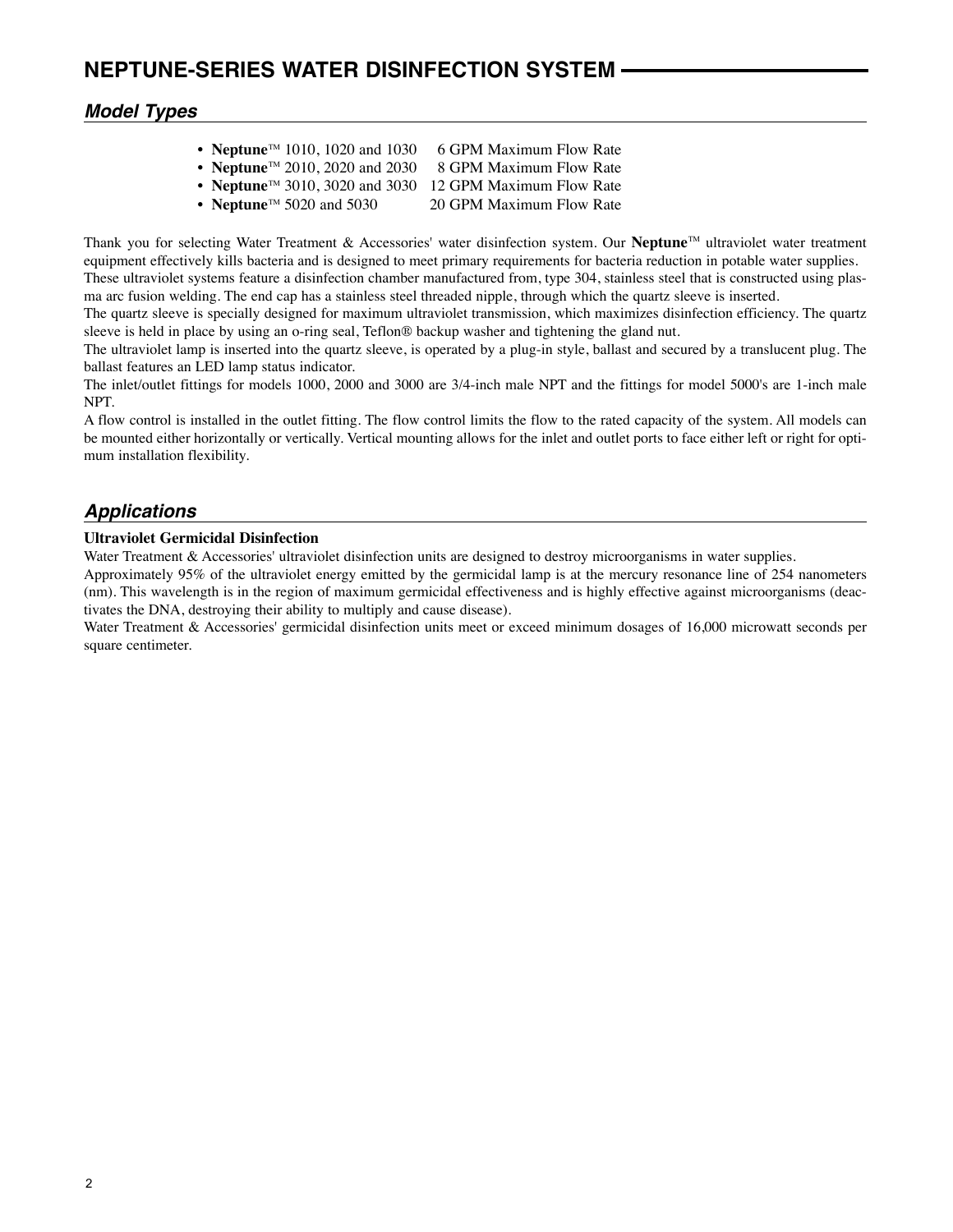# NEPTUNE-SERIES WATER DISINFECTION SYSTEM

## *Model Types*

- **Neptune**™ 1010, 1020 and 1030 6 GPM Maximum Flow Rate
- **Neptune**™ 2010, 2020 and 2030 8 GPM Maximum Flow Rate
- **Neptune**™ 3010, 3020 and 3030 12 GPM Maximum Flow Rate
- **Neptune**™ 5020 and 5030 20 GPM Maximum Flow Rate

Thank you for selecting Water Treatment & Accessories' water disinfection system. Our **Neptune**™ ultraviolet water treatment equipment effectively kills bacteria and is designed to meet primary requirements for bacteria reduction in potable water supplies.

These ultraviolet systems feature a disinfection chamber manufactured from, type 304, stainless steel that is constructed using plasma arc fusion welding. The end cap has a stainless steel threaded nipple, through which the quartz sleeve is inserted.

The quartz sleeve is specially designed for maximum ultraviolet transmission, which maximizes disinfection efficiency. The quartz sleeve is held in place by using an o-ring seal, Teflon® backup washer and tightening the gland nut.

The ultraviolet lamp is inserted into the quartz sleeve, is operated by a plug-in style, ballast and secured by a translucent plug. The ballast features an LED lamp status indicator.

The inlet/outlet fittings for models 1000, 2000 and 3000 are 3/4-inch male NPT and the fittings for model 5000's are 1-inch male NPT.

A flow control is installed in the outlet fitting. The flow control limits the flow to the rated capacity of the system. All models can be mounted either horizontally or vertically. Vertical mounting allows for the inlet and outlet ports to face either left or right for optimum installation flexibility.

## *Applications*

**Ultraviolet Germicidal Disinfection**

Water Treatment & Accessories' ultraviolet disinfection units are designed to destroy microorganisms in water supplies.

Approximately 95% of the ultraviolet energy emitted by the germicidal lamp is at the mercury resonance line of 254 nanometers (nm). This wavelength is in the region of maximum germicidal effectiveness and is highly effective against microorganisms (deactivates the DNA, destroying their ability to multiply and cause disease).

Water Treatment & Accessories' germicidal disinfection units meet or exceed minimum dosages of 16,000 microwatt seconds per square centimeter.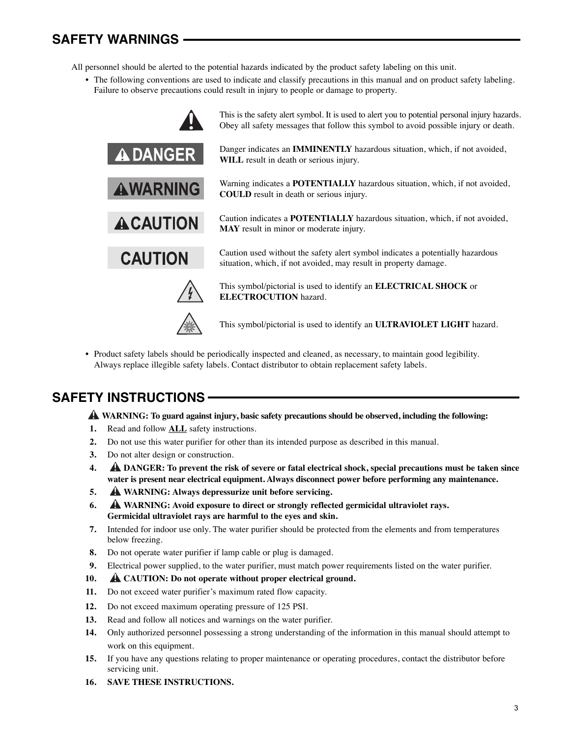## SAFETY WARNINGS

All personnel should be alerted to the potential hazards indicated by the product safety labeling on this unit.

- The following conventions are used to indicate and classify precautions in this manual and on product safety labeling. Failure to observe precautions could result in injury to people or damage to property.

| | |
|---|---|
| ⚠ | This is the safety alert symbol. It is used to alert you to potential personal injury hazards. Obey all safety messages that follow this symbol to avoid possible injury or death. |
| ⚠ DANGER | Danger indicates an **IMMINENTLY** hazardous situation, which, if not avoided, **WILL** result in death or serious injury. |
| ⚠ WARNING | Warning indicates a **POTENTIALLY** hazardous situation, which, if not avoided, **COULD** result in death or serious injury. |
| ⚠ CAUTION | Caution indicates a **POTENTIALLY** hazardous situation, which, if not avoided, **MAY** result in minor or moderate injury. |
| CAUTION | Caution used without the safety alert symbol indicates a potentially hazardous situation, which, if not avoided, may result in property damage. |
| | This symbol/pictorial is used to identify an **ELECTRICAL SHOCK** or **ELECTROCUTION** hazard. |
| | This symbol/pictorial is used to identify an **ULTRAVIOLET LIGHT** hazard. |

- Product safety labels should be periodically inspected and cleaned, as necessary, to maintain good legibility. Always replace illegible safety labels. Contact distributor to obtain replacement safety labels.

## SAFETY INSTRUCTIONS

⚠ **WARNING: To guard against injury, basic safety precautions should be observed, including the following:**

1. Read and follow **ALL** safety instructions.
2. Do not use this water purifier for other than its intended purpose as described in this manual.
3. Do not alter design or construction.
4. ⚠ **DANGER: To prevent the risk of severe or fatal electrical shock, special precautions must be taken since water is present near electrical equipment. Always disconnect power before performing any maintenance.**
5. ⚠ **WARNING: Always depressurize unit before servicing.**
6. ⚠ **WARNING: Avoid exposure to direct or strongly reflected germicidal ultraviolet rays. Germicidal ultraviolet rays are harmful to the eyes and skin.**
7. Intended for indoor use only. The water purifier should be protected from the elements and from temperatures below freezing.
8. Do not operate water purifier if lamp cable or plug is damaged.
9. Electrical power supplied, to the water purifier, must match power requirements listed on the water purifier.
10. ⚠ **CAUTION: Do not operate without proper electrical ground.**
11. Do not exceed water purifier's maximum rated flow capacity.
12. Do not exceed maximum operating pressure of 125 PSI.
13. Read and follow all notices and warnings on the water purifier.
14. Only authorized personnel possessing a strong understanding of the information in this manual should attempt to work on this equipment.
15. If you have any questions relating to proper maintenance or operating procedures, contact the distributor before servicing unit.
16. **SAVE THESE INSTRUCTIONS.**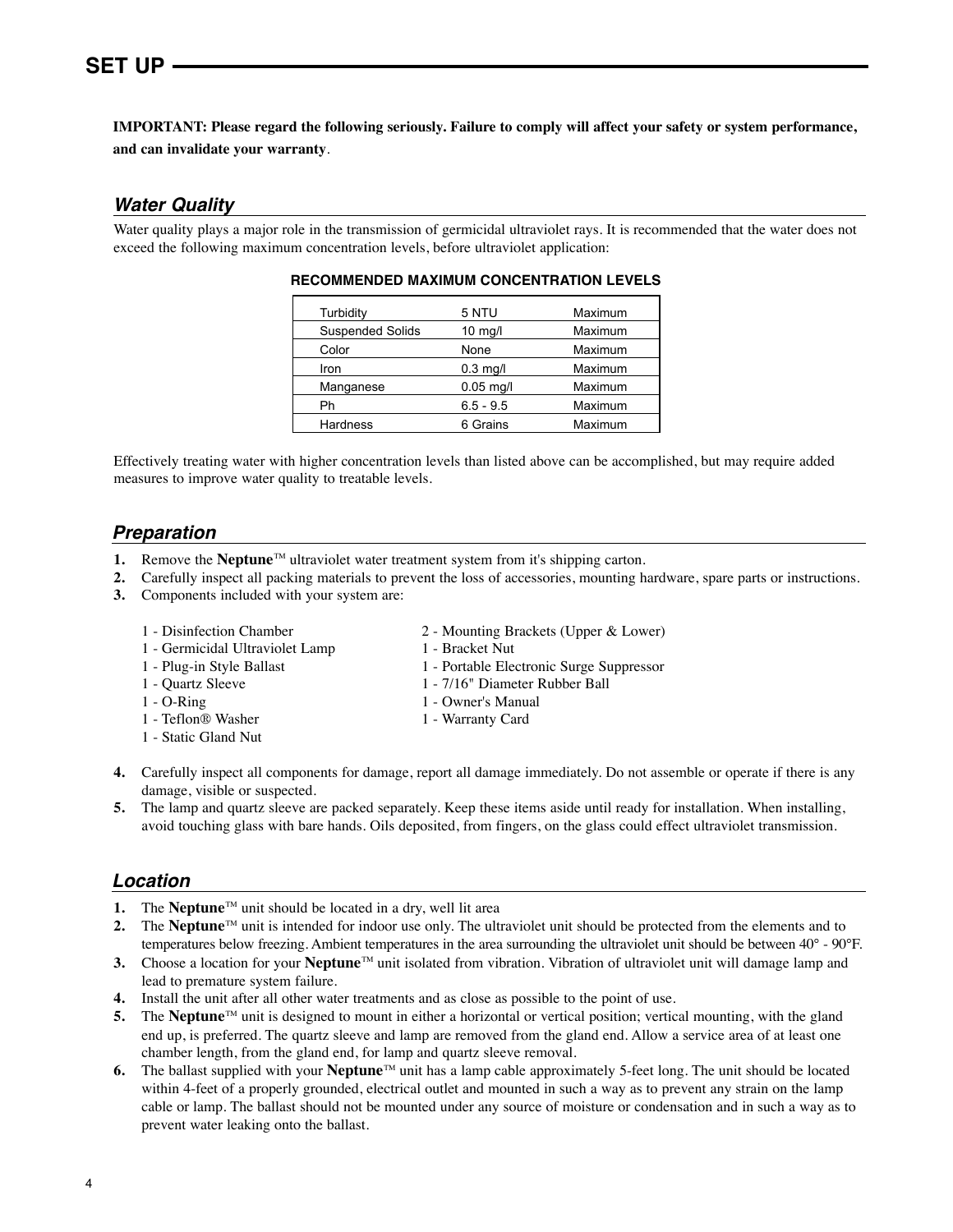## SET UP

**IMPORTANT: Please regard the following seriously. Failure to comply will affect your safety or system performance, and can invalidate your warranty**.

### *Water Quality*

Water quality plays a major role in the transmission of germicidal ultraviolet rays. It is recommended that the water does not exceed the following maximum concentration levels, before ultraviolet application:

**RECOMMENDED MAXIMUM CONCENTRATION LEVELS**

| | | |
|---|---|---|
| Turbidity | 5 NTU | Maximum |
| Suspended Solids | 10 mg/l | Maximum |
| Color | None | Maximum |
| Iron | 0.3 mg/l | Maximum |
| Manganese | 0.05 mg/l | Maximum |
| Ph | 6.5 - 9.5 | Maximum |
| Hardness | 6 Grains | Maximum |

Effectively treating water with higher concentration levels than listed above can be accomplished, but may require added measures to improve water quality to treatable levels.

### *Preparation*

1. Remove the **Neptune**™ ultraviolet water treatment system from it's shipping carton.
2. Carefully inspect all packing materials to prevent the loss of accessories, mounting hardware, spare parts or instructions.
3. Components included with your system are:

   1 - Disinfection Chamber
   1 - Germicidal Ultraviolet Lamp
   1 - Plug-in Style Ballast
   1 - Quartz Sleeve
   1 - O-Ring
   1 - Teflon® Washer
   1 - Static Gland Nut
   2 - Mounting Brackets (Upper & Lower)
   1 - Bracket Nut
   1 - Portable Electronic Surge Suppressor
   1 - 7/16" Diameter Rubber Ball
   1 - Owner's Manual
   1 - Warranty Card

4. Carefully inspect all components for damage, report all damage immediately. Do not assemble or operate if there is any damage, visible or suspected.
5. The lamp and quartz sleeve are packed separately. Keep these items aside until ready for installation. When installing, avoid touching glass with bare hands. Oils deposited, from fingers, on the glass could effect ultraviolet transmission.

### *Location*

1. The **Neptune**™ unit should be located in a dry, well lit area
2. The **Neptune**™ unit is intended for indoor use only. The ultraviolet unit should be protected from the elements and to temperatures below freezing. Ambient temperatures in the area surrounding the ultraviolet unit should be between 40° - 90°F.
3. Choose a location for your **Neptune**™ unit isolated from vibration. Vibration of ultraviolet unit will damage lamp and lead to premature system failure.
4. Install the unit after all other water treatments and as close as possible to the point of use.
5. The **Neptune**™ unit is designed to mount in either a horizontal or vertical position; vertical mounting, with the gland end up, is preferred. The quartz sleeve and lamp are removed from the gland end. Allow a service area of at least one chamber length, from the gland end, for lamp and quartz sleeve removal.
6. The ballast supplied with your **Neptune**™ unit has a lamp cable approximately 5-feet long. The unit should be located within 4-feet of a properly grounded, electrical outlet and mounted in such a way as to prevent any strain on the lamp cable or lamp. The ballast should not be mounted under any source of moisture or condensation and in such a way as to prevent water leaking onto the ballast.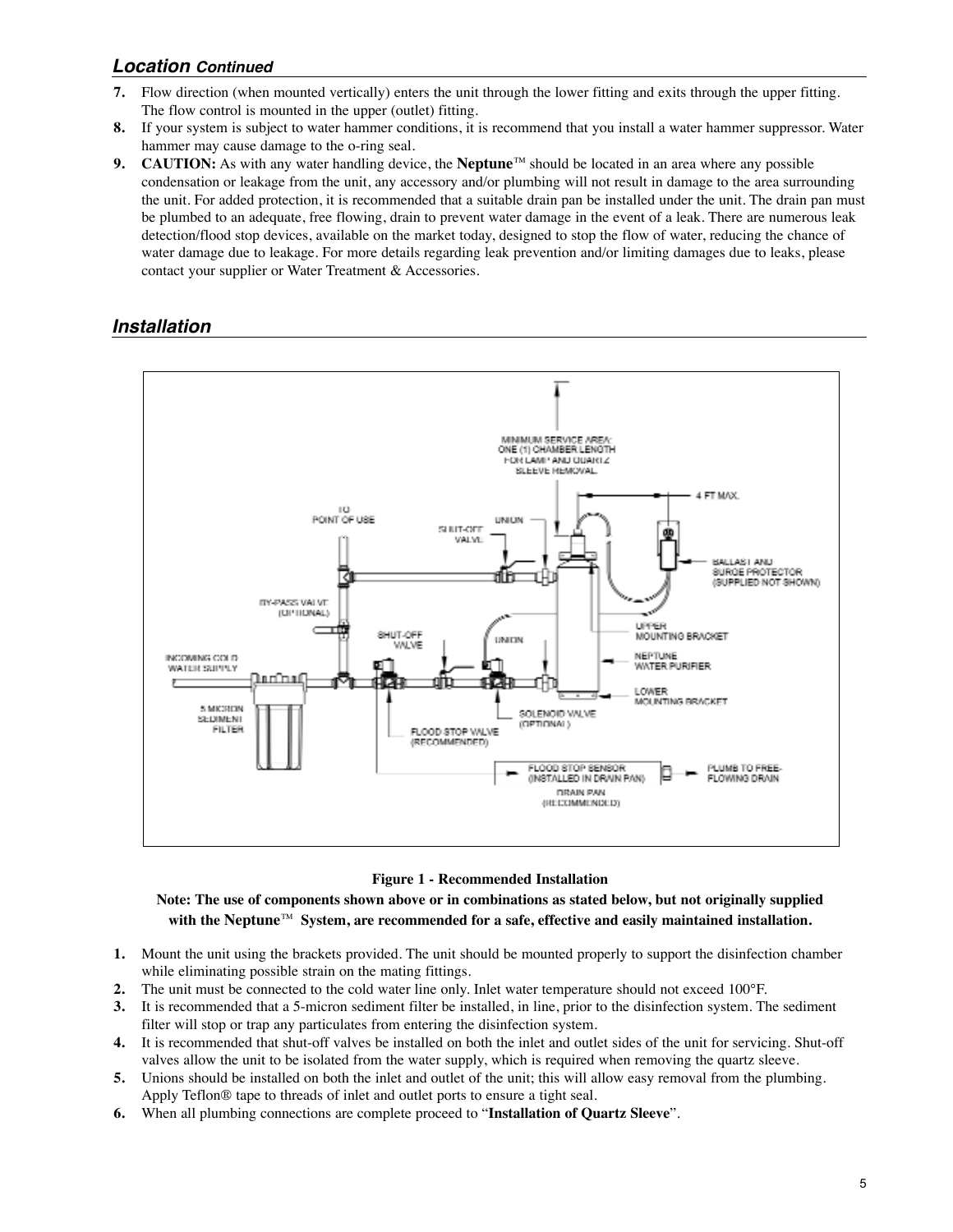## *Location Continued*

7. Flow direction (when mounted vertically) enters the unit through the lower fitting and exits through the upper fitting. The flow control is mounted in the upper (outlet) fitting.
8. If your system is subject to water hammer conditions, it is recommend that you install a water hammer suppressor. Water hammer may cause damage to the o-ring seal.
9. **CAUTION:** As with any water handling device, the **Neptune**™ should be located in an area where any possible condensation or leakage from the unit, any accessory and/or plumbing will not result in damage to the area surrounding the unit. For added protection, it is recommended that a suitable drain pan be installed under the unit. The drain pan must be plumbed to an adequate, free flowing, drain to prevent water damage in the event of a leak. There are numerous leak detection/flood stop devices, available on the market today, designed to stop the flow of water, reducing the chance of water damage due to leakage. For more details regarding leak prevention and/or limiting damages due to leaks, please contact your supplier or Water Treatment & Accessories.

## *Installation*

**Figure 1 - Recommended Installation**

**Note: The use of components shown above or in combinations as stated below, but not originally supplied with the Neptune™ System, are recommended for a safe, effective and easily maintained installation.**

1. Mount the unit using the brackets provided. The unit should be mounted properly to support the disinfection chamber while eliminating possible strain on the mating fittings.
2. The unit must be connected to the cold water line only. Inlet water temperature should not exceed 100°F.
3. It is recommended that a 5-micron sediment filter be installed, in line, prior to the disinfection system. The sediment filter will stop or trap any particulates from entering the disinfection system.
4. It is recommended that shut-off valves be installed on both the inlet and outlet sides of the unit for servicing. Shut-off valves allow the unit to be isolated from the water supply, which is required when removing the quartz sleeve.
5. Unions should be installed on both the inlet and outlet of the unit; this will allow easy removal from the plumbing. Apply Teflon® tape to threads of inlet and outlet ports to ensure a tight seal.
6. When all plumbing connections are complete proceed to "**Installation of Quartz Sleeve**".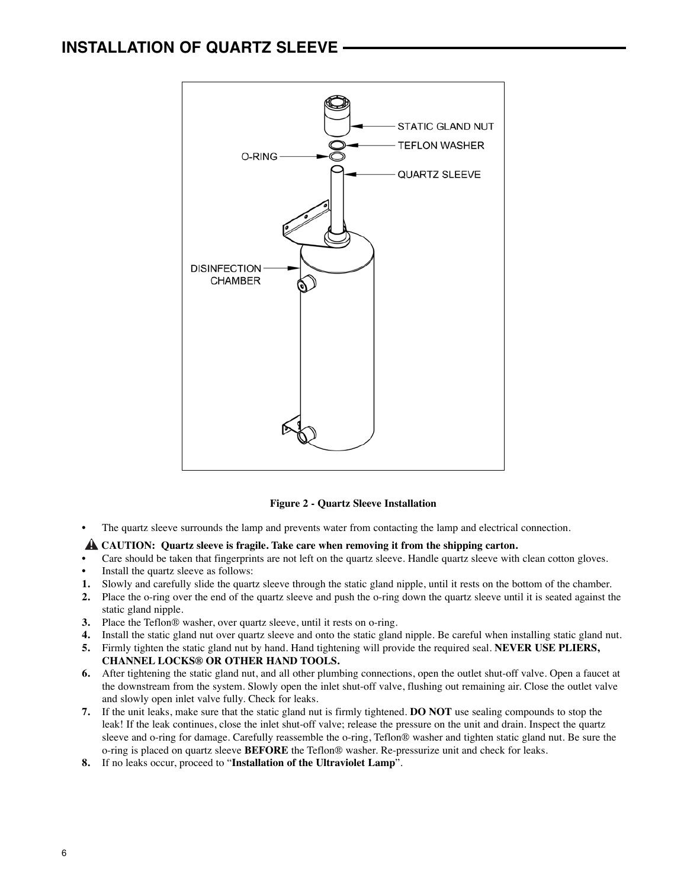## INSTALLATION OF QUARTZ SLEEVE

**Figure 2 - Quartz Sleeve Installation**

- The quartz sleeve surrounds the lamp and prevents water from contacting the lamp and electrical connection.

**⚠ CAUTION: Quartz sleeve is fragile. Take care when removing it from the shipping carton.**

- Care should be taken that fingerprints are not left on the quartz sleeve. Handle quartz sleeve with clean cotton gloves.
- Install the quartz sleeve as follows:

1. Slowly and carefully slide the quartz sleeve through the static gland nipple, until it rests on the bottom of the chamber.
2. Place the o-ring over the end of the quartz sleeve and push the o-ring down the quartz sleeve until it is seated against the static gland nipple.
3. Place the Teflon® washer, over quartz sleeve, until it rests on o-ring.
4. Install the static gland nut over quartz sleeve and onto the static gland nipple. Be careful when installing static gland nut.
5. Firmly tighten the static gland nut by hand. Hand tightening will provide the required seal. **NEVER USE PLIERS, CHANNEL LOCKS® OR OTHER HAND TOOLS.**
6. After tightening the static gland nut, and all other plumbing connections, open the outlet shut-off valve. Open a faucet at the downstream from the system. Slowly open the inlet shut-off valve, flushing out remaining air. Close the outlet valve and slowly open inlet valve fully. Check for leaks.
7. If the unit leaks, make sure that the static gland nut is firmly tightened. **DO NOT** use sealing compounds to stop the leak! If the leak continues, close the inlet shut-off valve; release the pressure on the unit and drain. Inspect the quartz sleeve and o-ring for damage. Carefully reassemble the o-ring, Teflon® washer and tighten static gland nut. Be sure the o-ring is placed on quartz sleeve **BEFORE** the Teflon® washer. Re-pressurize unit and check for leaks.
8. If no leaks occur, proceed to "**Installation of the Ultraviolet Lamp**".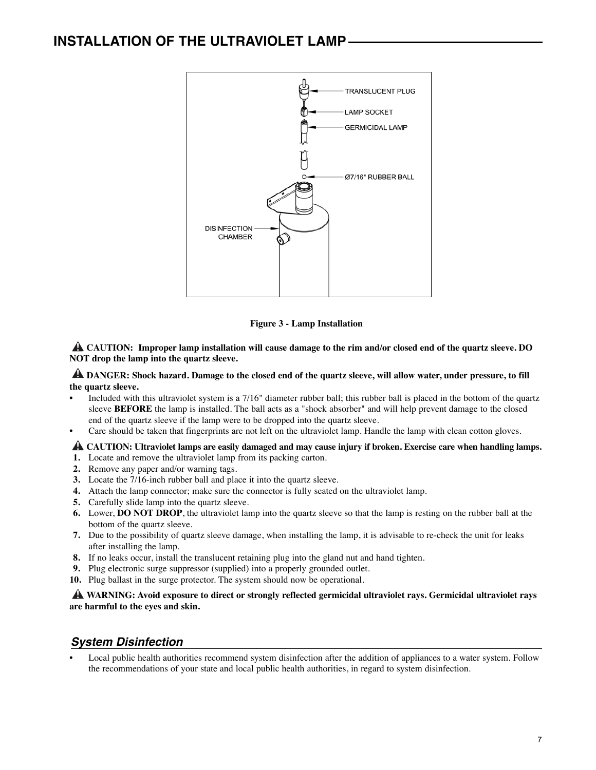# INSTALLATION OF THE ULTRAVIOLET LAMP

**Figure 3 - Lamp Installation**

⚠ **CAUTION: Improper lamp installation will cause damage to the rim and/or closed end of the quartz sleeve. DO NOT drop the lamp into the quartz sleeve.**

⚠ **DANGER: Shock hazard. Damage to the closed end of the quartz sleeve, will allow water, under pressure, to fill the quartz sleeve.**

- Included with this ultraviolet system is a 7/16" diameter rubber ball; this rubber ball is placed in the bottom of the quartz sleeve **BEFORE** the lamp is installed. The ball acts as a "shock absorber" and will help prevent damage to the closed end of the quartz sleeve if the lamp were to be dropped into the quartz sleeve.
- Care should be taken that fingerprints are not left on the ultraviolet lamp. Handle the lamp with clean cotton gloves.

⚠ **CAUTION: Ultraviolet lamps are easily damaged and may cause injury if broken. Exercise care when handling lamps.**

1. Locate and remove the ultraviolet lamp from its packing carton.
2. Remove any paper and/or warning tags.
3. Locate the 7/16-inch rubber ball and place it into the quartz sleeve.
4. Attach the lamp connector; make sure the connector is fully seated on the ultraviolet lamp.
5. Carefully slide lamp into the quartz sleeve.
6. Lower, **DO NOT DROP**, the ultraviolet lamp into the quartz sleeve so that the lamp is resting on the rubber ball at the bottom of the quartz sleeve.
7. Due to the possibility of quartz sleeve damage, when installing the lamp, it is advisable to re-check the unit for leaks after installing the lamp.
8. If no leaks occur, install the translucent retaining plug into the gland nut and hand tighten.
9. Plug electronic surge suppressor (supplied) into a properly grounded outlet.
10. Plug ballast in the surge protector. The system should now be operational.

⚠ **WARNING: Avoid exposure to direct or strongly reflected germicidal ultraviolet rays. Germicidal ultraviolet rays are harmful to the eyes and skin.**

## *System Disinfection*

- Local public health authorities recommend system disinfection after the addition of appliances to a water system. Follow the recommendations of your state and local public health authorities, in regard to system disinfection.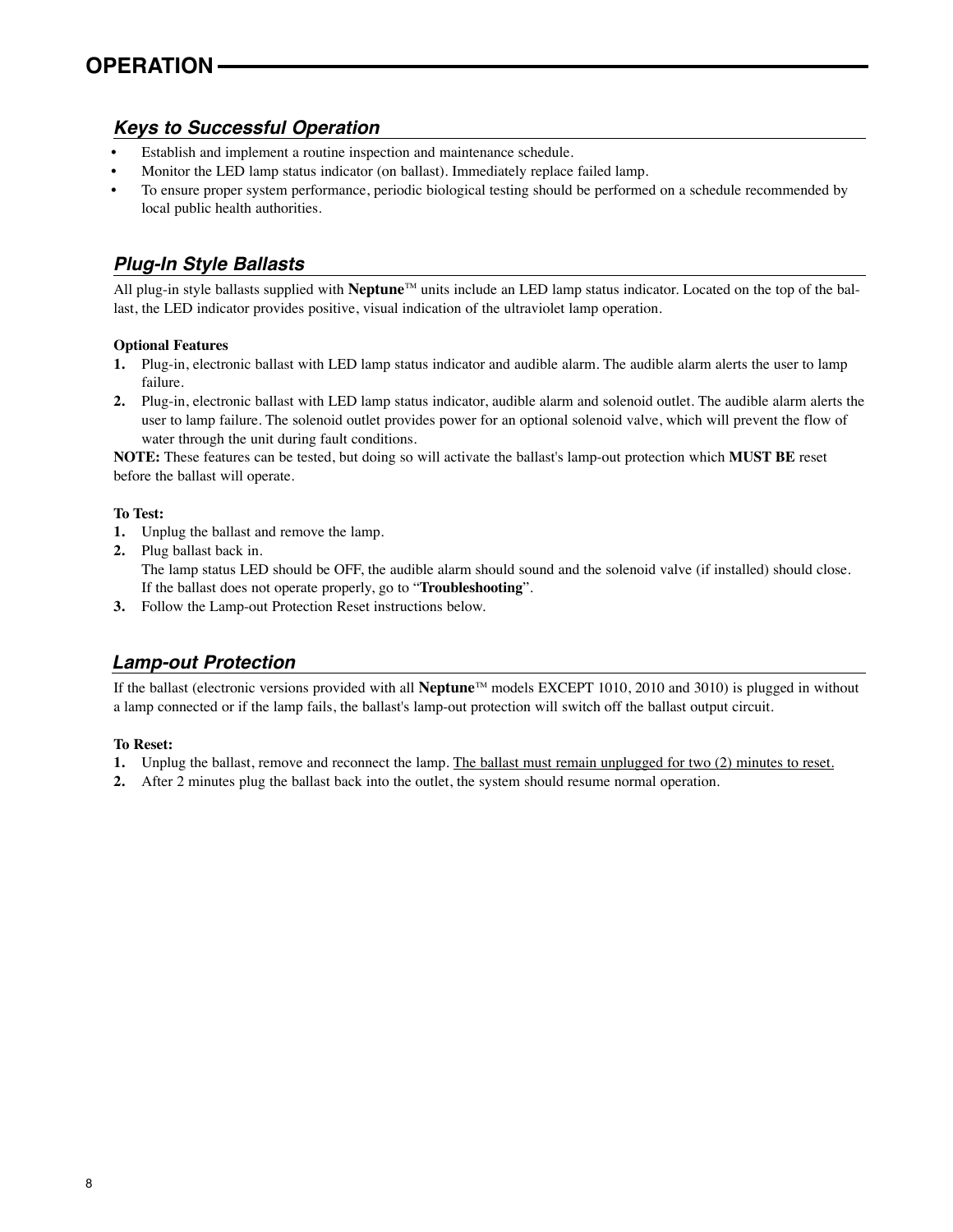# OPERATION

## *Keys to Successful Operation*

- Establish and implement a routine inspection and maintenance schedule.
- Monitor the LED lamp status indicator (on ballast). Immediately replace failed lamp.
- To ensure proper system performance, periodic biological testing should be performed on a schedule recommended by local public health authorities.

## *Plug-In Style Ballasts*

All plug-in style ballasts supplied with **Neptune**™ units include an LED lamp status indicator. Located on the top of the ballast, the LED indicator provides positive, visual indication of the ultraviolet lamp operation.

**Optional Features**

1. Plug-in, electronic ballast with LED lamp status indicator and audible alarm. The audible alarm alerts the user to lamp failure.
2. Plug-in, electronic ballast with LED lamp status indicator, audible alarm and solenoid outlet. The audible alarm alerts the user to lamp failure. The solenoid outlet provides power for an optional solenoid valve, which will prevent the flow of water through the unit during fault conditions.

**NOTE:** These features can be tested, but doing so will activate the ballast's lamp-out protection which **MUST BE** reset before the ballast will operate.

**To Test:**

1. Unplug the ballast and remove the lamp.
2. Plug ballast back in.
   The lamp status LED should be OFF, the audible alarm should sound and the solenoid valve (if installed) should close. If the ballast does not operate properly, go to "**Troubleshooting**".
3. Follow the Lamp-out Protection Reset instructions below.

## *Lamp-out Protection*

If the ballast (electronic versions provided with all **Neptune**™ models EXCEPT 1010, 2010 and 3010) is plugged in without a lamp connected or if the lamp fails, the ballast's lamp-out protection will switch off the ballast output circuit.

**To Reset:**

1. Unplug the ballast, remove and reconnect the lamp. <u>The ballast must remain unplugged for two (2) minutes to reset.</u>
2. After 2 minutes plug the ballast back into the outlet, the system should resume normal operation.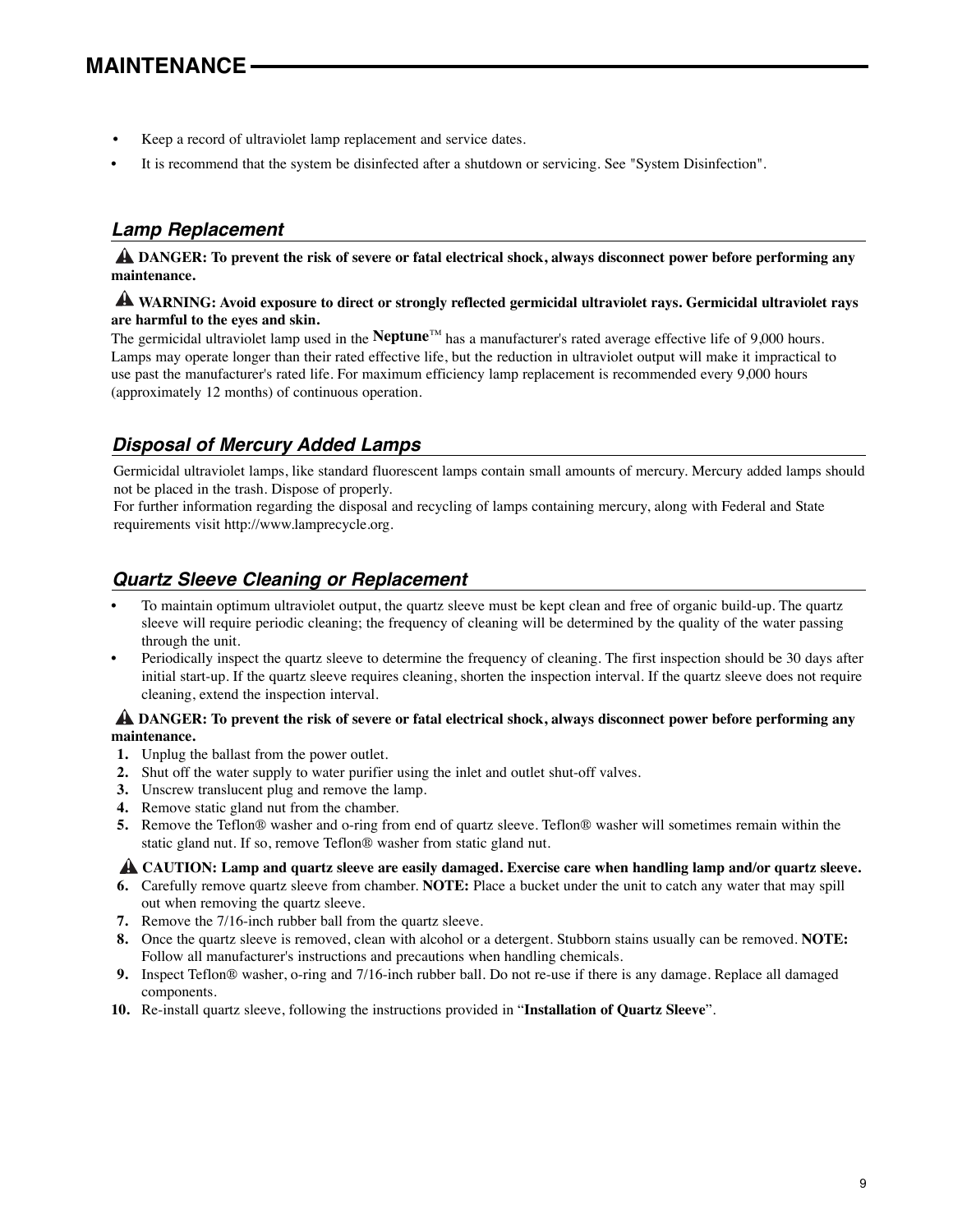# MAINTENANCE

- Keep a record of ultraviolet lamp replacement and service dates.
- It is recommend that the system be disinfected after a shutdown or servicing. See "System Disinfection".

## *Lamp Replacement*

⚠ **DANGER: To prevent the risk of severe or fatal electrical shock, always disconnect power before performing any maintenance.**

⚠ **WARNING: Avoid exposure to direct or strongly reflected germicidal ultraviolet rays. Germicidal ultraviolet rays are harmful to the eyes and skin.**

The germicidal ultraviolet lamp used in the **Neptune**™ has a manufacturer's rated average effective life of 9,000 hours. Lamps may operate longer than their rated effective life, but the reduction in ultraviolet output will make it impractical to use past the manufacturer's rated life. For maximum efficiency lamp replacement is recommended every 9,000 hours (approximately 12 months) of continuous operation.

## *Disposal of Mercury Added Lamps*

Germicidal ultraviolet lamps, like standard fluorescent lamps contain small amounts of mercury. Mercury added lamps should not be placed in the trash. Dispose of properly.

For further information regarding the disposal and recycling of lamps containing mercury, along with Federal and State requirements visit http://www.lamprecycle.org.

## *Quartz Sleeve Cleaning or Replacement*

- To maintain optimum ultraviolet output, the quartz sleeve must be kept clean and free of organic build-up. The quartz sleeve will require periodic cleaning; the frequency of cleaning will be determined by the quality of the water passing through the unit.
- Periodically inspect the quartz sleeve to determine the frequency of cleaning. The first inspection should be 30 days after initial start-up. If the quartz sleeve requires cleaning, shorten the inspection interval. If the quartz sleeve does not require cleaning, extend the inspection interval.

⚠ **DANGER: To prevent the risk of severe or fatal electrical shock, always disconnect power before performing any maintenance.**

1. Unplug the ballast from the power outlet.
2. Shut off the water supply to water purifier using the inlet and outlet shut-off valves.
3. Unscrew translucent plug and remove the lamp.
4. Remove static gland nut from the chamber.
5. Remove the Teflon® washer and o-ring from end of quartz sleeve. Teflon® washer will sometimes remain within the static gland nut. If so, remove Teflon® washer from static gland nut.

⚠ **CAUTION: Lamp and quartz sleeve are easily damaged. Exercise care when handling lamp and/or quartz sleeve.**

6. Carefully remove quartz sleeve from chamber. **NOTE:** Place a bucket under the unit to catch any water that may spill out when removing the quartz sleeve.
7. Remove the 7/16-inch rubber ball from the quartz sleeve.
8. Once the quartz sleeve is removed, clean with alcohol or a detergent. Stubborn stains usually can be removed. **NOTE:** Follow all manufacturer's instructions and precautions when handling chemicals.
9. Inspect Teflon® washer, o-ring and 7/16-inch rubber ball. Do not re-use if there is any damage. Replace all damaged components.
10. Re-install quartz sleeve, following the instructions provided in "**Installation of Quartz Sleeve**".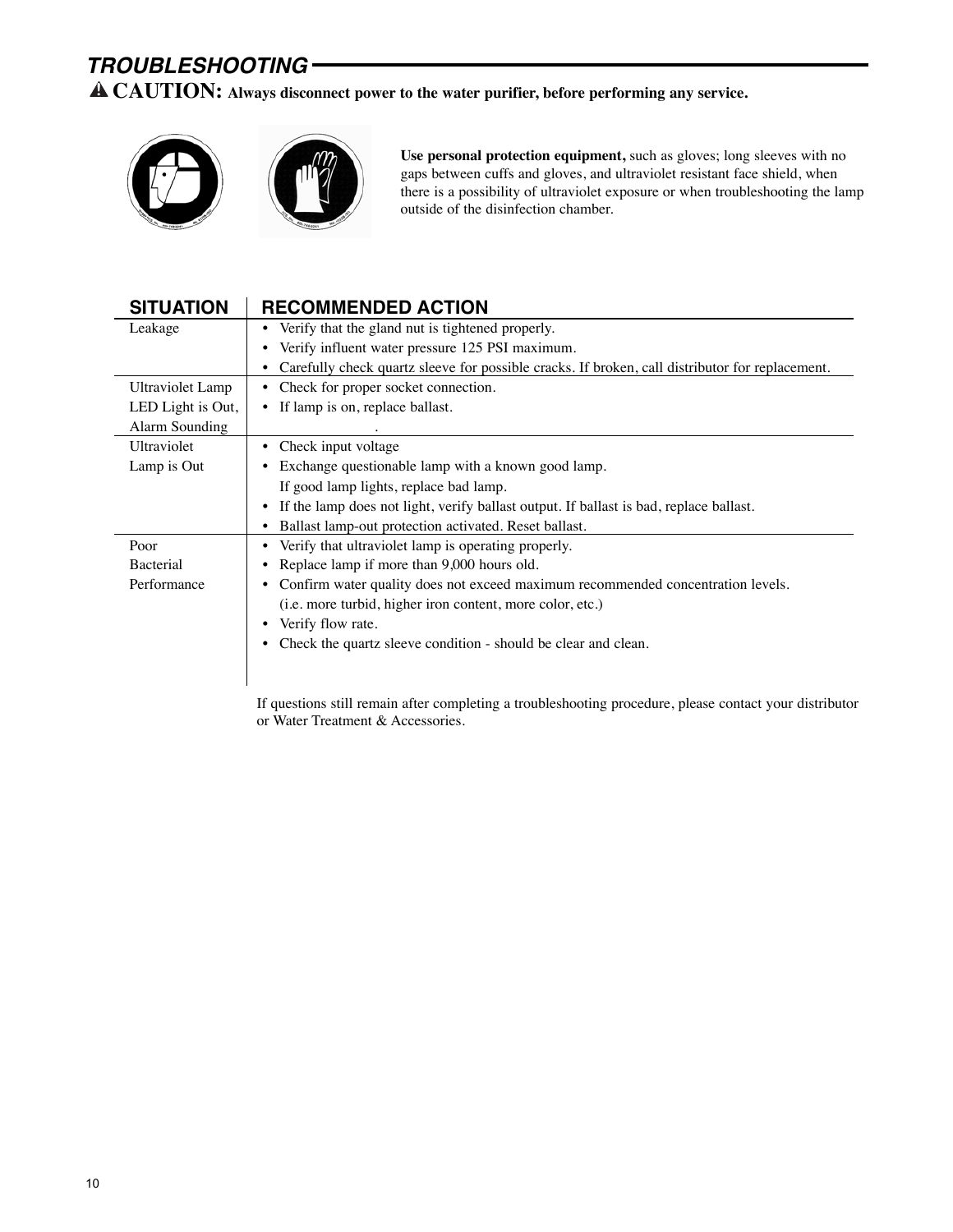## TROUBLESHOOTING

⚠ **CAUTION: Always disconnect power to the water purifier, before performing any service.**

**Use personal protection equipment,** such as gloves; long sleeves with no gaps between cuffs and gloves, and ultraviolet resistant face shield, when there is a possibility of ultraviolet exposure or when troubleshooting the lamp outside of the disinfection chamber.

| SITUATION | RECOMMENDED ACTION |
| --- | --- |
| Leakage | • Verify that the gland nut is tightened properly.<br>• Verify influent water pressure 125 PSI maximum.<br>• Carefully check quartz sleeve for possible cracks. If broken, call distributor for replacement. |
| Ultraviolet Lamp LED Light is Out, Alarm Sounding | • Check for proper socket connection.<br>• If lamp is on, replace ballast. |
| Ultraviolet Lamp is Out | • Check input voltage<br>• Exchange questionable lamp with a known good lamp. If good lamp lights, replace bad lamp.<br>• If the lamp does not light, verify ballast output. If ballast is bad, replace ballast.<br>• Ballast lamp-out protection activated. Reset ballast. |
| Poor Bacterial Performance | • Verify that ultraviolet lamp is operating properly.<br>• Replace lamp if more than 9,000 hours old.<br>• Confirm water quality does not exceed maximum recommended concentration levels. (i.e. more turbid, higher iron content, more color, etc.)<br>• Verify flow rate.<br>• Check the quartz sleeve condition - should be clear and clean. |

If questions still remain after completing a troubleshooting procedure, please contact your distributor or Water Treatment & Accessories.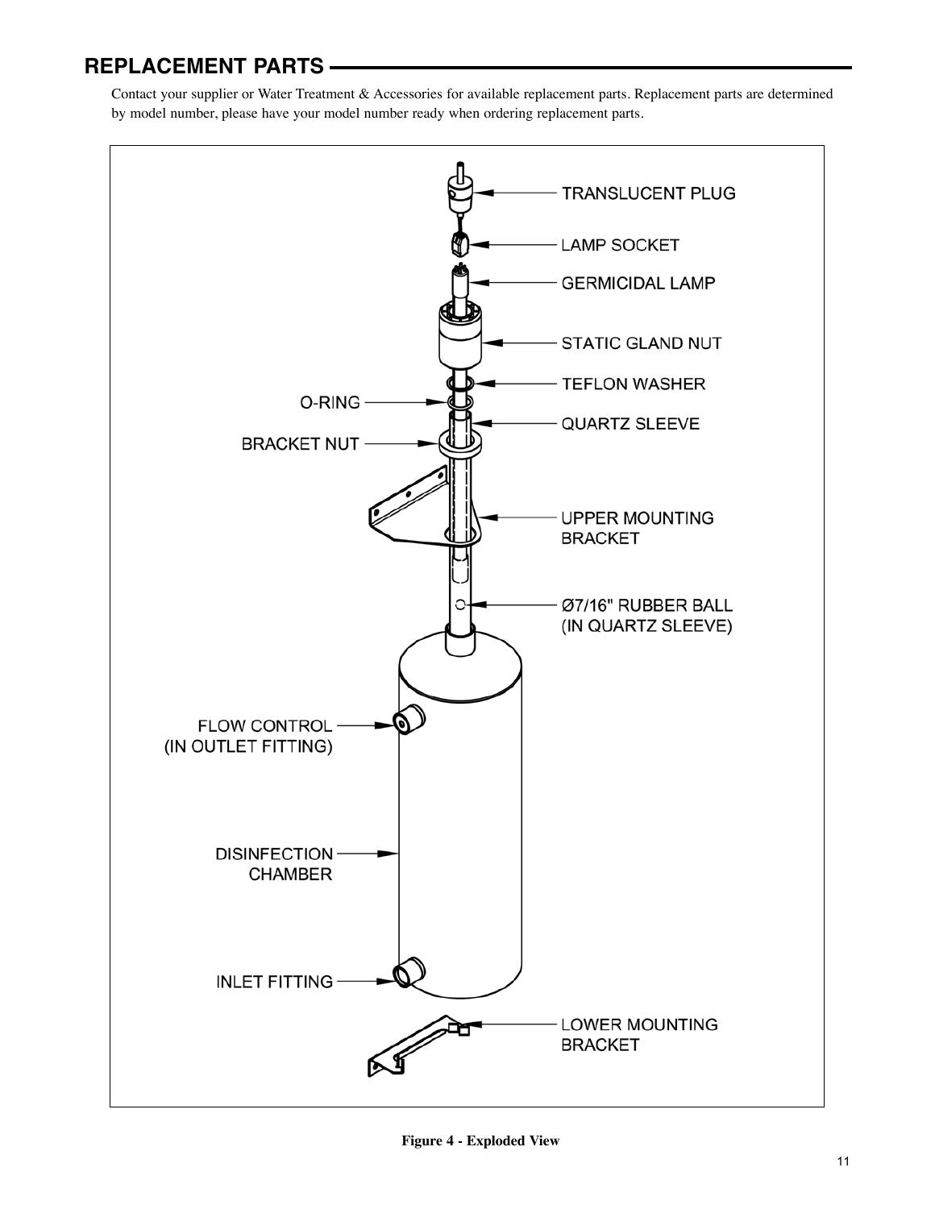## REPLACEMENT PARTS

Contact your supplier or Water Treatment & Accessories for available replacement parts. Replacement parts are determined by model number, please have your model number ready when ordering replacement parts.

TRANSLUCENT PLUG

LAMP SOCKET

GERMICIDAL LAMP

STATIC GLAND NUT

TEFLON WASHER

O-RING

QUARTZ SLEEVE

BRACKET NUT

UPPER MOUNTING BRACKET

Ø7/16" RUBBER BALL (IN QUARTZ SLEEVE)

FLOW CONTROL (IN OUTLET FITTING)

DISINFECTION CHAMBER

INLET FITTING

LOWER MOUNTING BRACKET

**Figure 4 - Exploded View**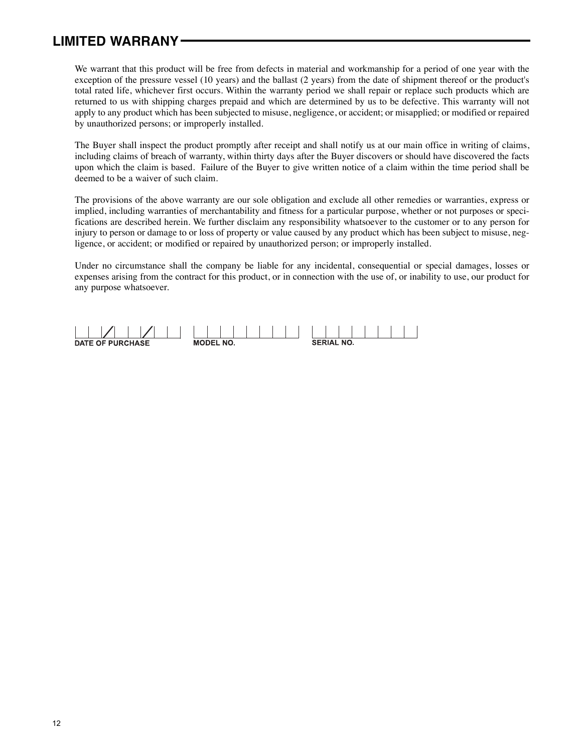## LIMITED WARRANTY

We warrant that this product will be free from defects in material and workmanship for a period of one year with the exception of the pressure vessel (10 years) and the ballast (2 years) from the date of shipment thereof or the product's total rated life, whichever first occurs. Within the warranty period we shall repair or replace such products which are returned to us with shipping charges prepaid and which are determined by us to be defective. This warranty will not apply to any product which has been subjected to misuse, negligence, or accident; or misapplied; or modified or repaired by unauthorized persons; or improperly installed.

The Buyer shall inspect the product promptly after receipt and shall notify us at our main office in writing of claims, including claims of breach of warranty, within thirty days after the Buyer discovers or should have discovered the facts upon which the claim is based. Failure of the Buyer to give written notice of a claim within the time period shall be deemed to be a waiver of such claim.

The provisions of the above warranty are our sole obligation and exclude all other remedies or warranties, express or implied, including warranties of merchantability and fitness for a particular purpose, whether or not purposes or specifications are described herein. We further disclaim any responsibility whatsoever to the customer or to any person for injury to person or damage to or loss of property or value caused by any product which has been subject to misuse, negligence, or accident; or modified or repaired by unauthorized person; or improperly installed.

Under no circumstance shall the company be liable for any incidental, consequential or special damages, losses or expenses arising from the contract for this product, or in connection with the use of, or inability to use, our product for any purpose whatsoever.

DATE OF PURCHASE ___/___/___

MODEL NO. ____________

SERIAL NO. ____________